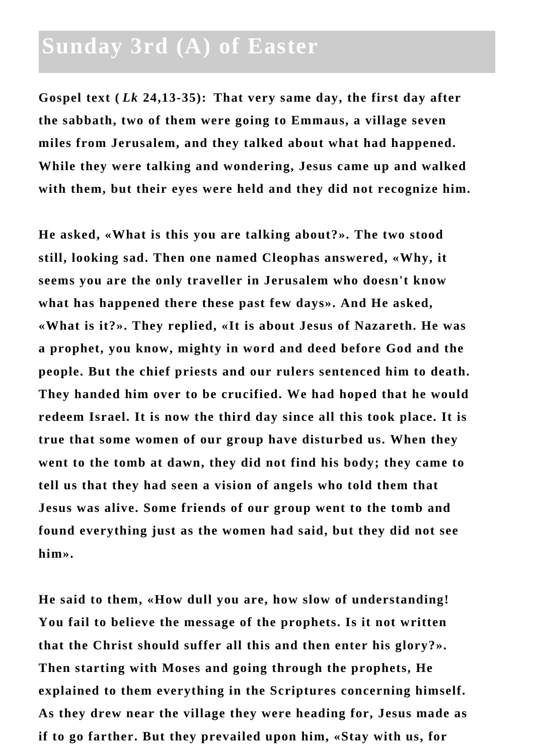# Sunday 3rd (A) of Easter

**Gospel text (*Lk* 24,13-35): That very same day, the first day after the sabbath, two of them were going to Emmaus, a village seven miles from Jerusalem, and they talked about what had happened. While they were talking and wondering, Jesus came up and walked with them, but their eyes were held and they did not recognize him.**

**He asked, «What is this you are talking about?». The two stood still, looking sad. Then one named Cleophas answered, «Why, it seems you are the only traveller in Jerusalem who doesn't know what has happened there these past few days». And He asked, «What is it?». They replied, «It is about Jesus of Nazareth. He was a prophet, you know, mighty in word and deed before God and the people. But the chief priests and our rulers sentenced him to death. They handed him over to be crucified. We had hoped that he would redeem Israel. It is now the third day since all this took place. It is true that some women of our group have disturbed us. When they went to the tomb at dawn, they did not find his body; they came to tell us that they had seen a vision of angels who told them that Jesus was alive. Some friends of our group went to the tomb and found everything just as the women had said, but they did not see him».**

**He said to them, «How dull you are, how slow of understanding! You fail to believe the message of the prophets. Is it not written that the Christ should suffer all this and then enter his glory?». Then starting with Moses and going through the prophets, He explained to them everything in the Scriptures concerning himself. As they drew near the village they were heading for, Jesus made as if to go farther. But they prevailed upon him, «Stay with us, for**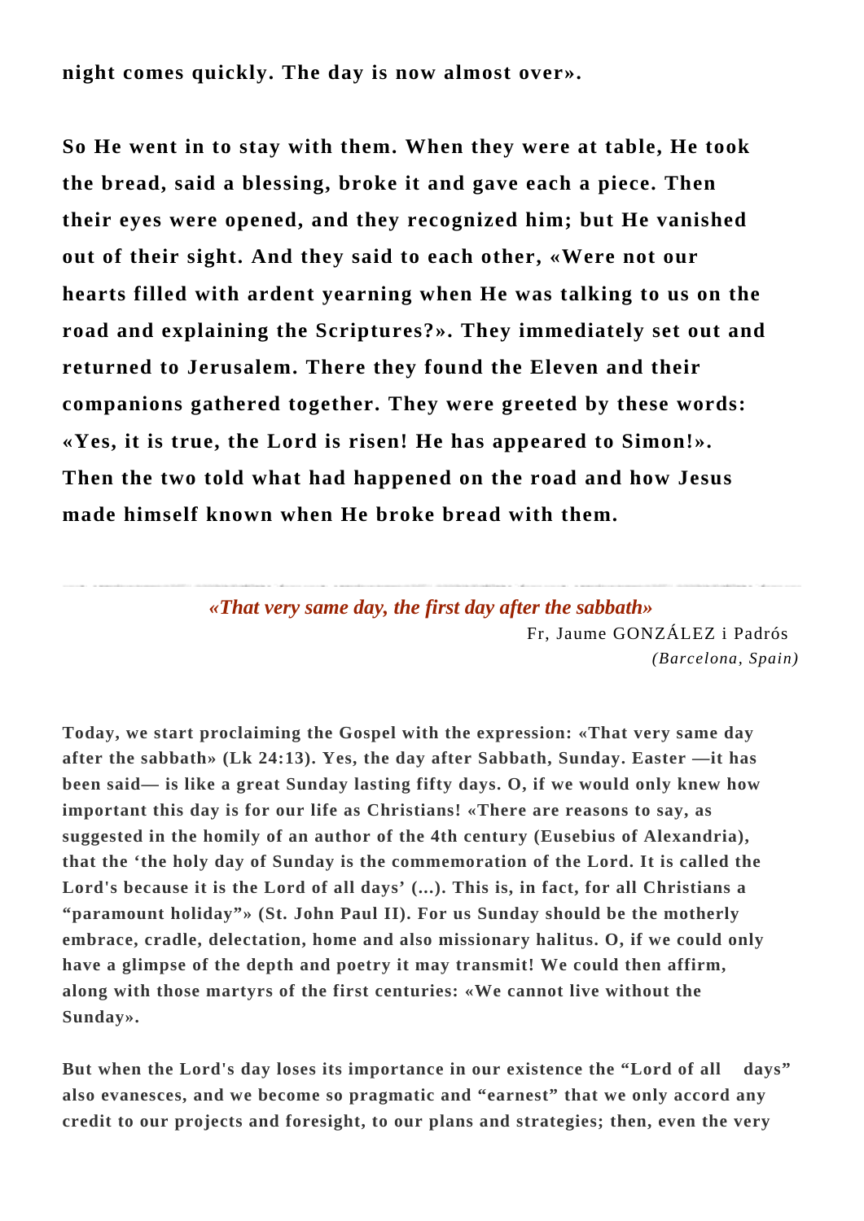**night comes quickly. The day is now almost over».**

**So He went in to stay with them. When they were at table, He took the bread, said a blessing, broke it and gave each a piece. Then their eyes were opened, and they recognized him; but He vanished out of their sight. And they said to each other, «Were not our hearts filled with ardent yearning when He was talking to us on the road and explaining the Scriptures?». They immediately set out and returned to Jerusalem. There they found the Eleven and their companions gathered together. They were greeted by these words: «Yes, it is true, the Lord is risen! He has appeared to Simon!». Then the two told what had happened on the road and how Jesus made himself known when He broke bread with them.**

---

***«That very same day, the first day after the sabbath»***

Fr, Jaume GONZÁLEZ i Padrós
*(Barcelona, Spain)*

**Today, we start proclaiming the Gospel with the expression: «That very same day after the sabbath» (Lk 24:13). Yes, the day after Sabbath, Sunday. Easter —it has been said— is like a great Sunday lasting fifty days. O, if we would only knew how important this day is for our life as Christians! «There are reasons to say, as suggested in the homily of an author of the 4th century (Eusebius of Alexandria), that the 'the holy day of Sunday is the commemoration of the Lord. It is called the Lord's because it is the Lord of all days' (...). This is, in fact, for all Christians a "paramount holiday"» (St. John Paul II). For us Sunday should be the motherly embrace, cradle, delectation, home and also missionary halitus. O, if we could only have a glimpse of the depth and poetry it may transmit! We could then affirm, along with those martyrs of the first centuries: «We cannot live without the Sunday».**

**But when the Lord's day loses its importance in our existence the "Lord of all days" also evanesces, and we become so pragmatic and "earnest" that we only accord any credit to our projects and foresight, to our plans and strategies; then, even the very**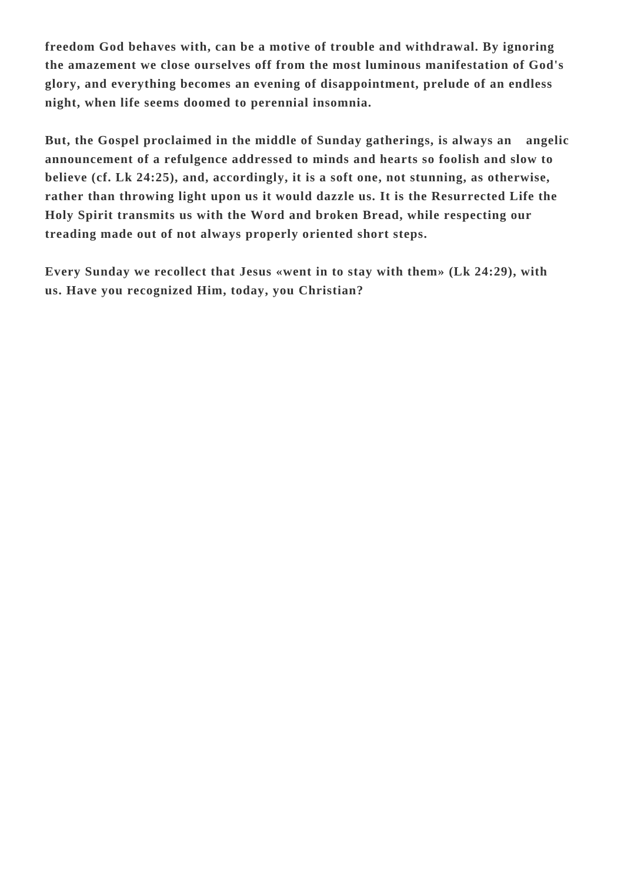**freedom God behaves with, can be a motive of trouble and withdrawal. By ignoring the amazement we close ourselves off from the most luminous manifestation of God's glory, and everything becomes an evening of disappointment, prelude of an endless night, when life seems doomed to perennial insomnia.**

**But, the Gospel proclaimed in the middle of Sunday gatherings, is always an angelic announcement of a refulgence addressed to minds and hearts so foolish and slow to believe (cf. Lk 24:25), and, accordingly, it is a soft one, not stunning, as otherwise, rather than throwing light upon us it would dazzle us. It is the Resurrected Life the Holy Spirit transmits us with the Word and broken Bread, while respecting our treading made out of not always properly oriented short steps.**

**Every Sunday we recollect that Jesus «went in to stay with them» (Lk 24:29), with us. Have you recognized Him, today, you Christian?**